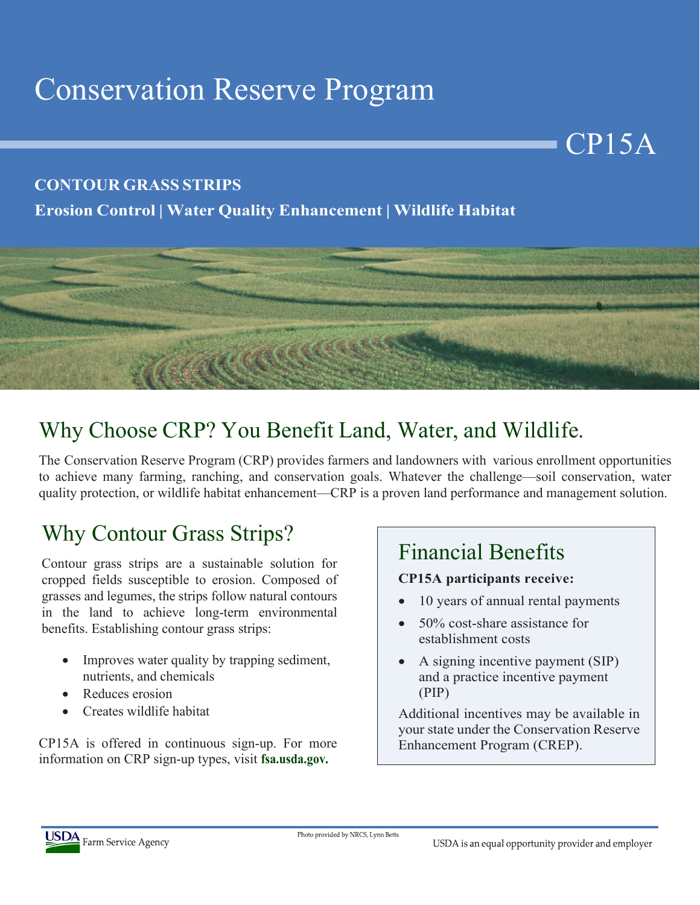# Conservation Reserve Program

# CP15A

**CONTOUR GRASS STRIPS**

**Erosion Control | Water Quality Enhancement | Wildlife Habitat**

## Why Choose CRP? You Benefit Land, Water, and Wildlife.

The Conservation Reserve Program (CRP) provides farmers and landowners with various enrollment opportunities to achieve many farming, ranching, and conservation goals. Whatever the challenge—soil conservation, water quality protection, or wildlife habitat enhancement—CRP is a proven land performance and management solution.

## Why Contour Grass Strips?

Contour grass strips are a sustainable solution for cropped fields susceptible to erosion. Composed of grasses and legumes, the strips follow natural contours in the land to achieve long-term environmental benefits. Establishing contour grass strips:

- Improves water quality by trapping sediment, nutrients, and chemicals
- Reduces erosion
- Creates wildlife habitat

CP15A is offered in continuous sign-up. For more information on CRP sign-up types, visit **fsa.usda.gov.**

## Financial Benefits

**CP15A participants receive:**

- 10 years of annual rental payments
- 50% cost-share assistance for establishment costs
- A signing incentive payment (SIP) and a practice incentive payment (PIP)

Additional incentives may be available in your state under the Conservation Reserve Enhancement Program (CREP).

Photo provided by NRCS, Lynn Betts

USDA Farm Service Agency

USDA is an equal opportunity provider and employer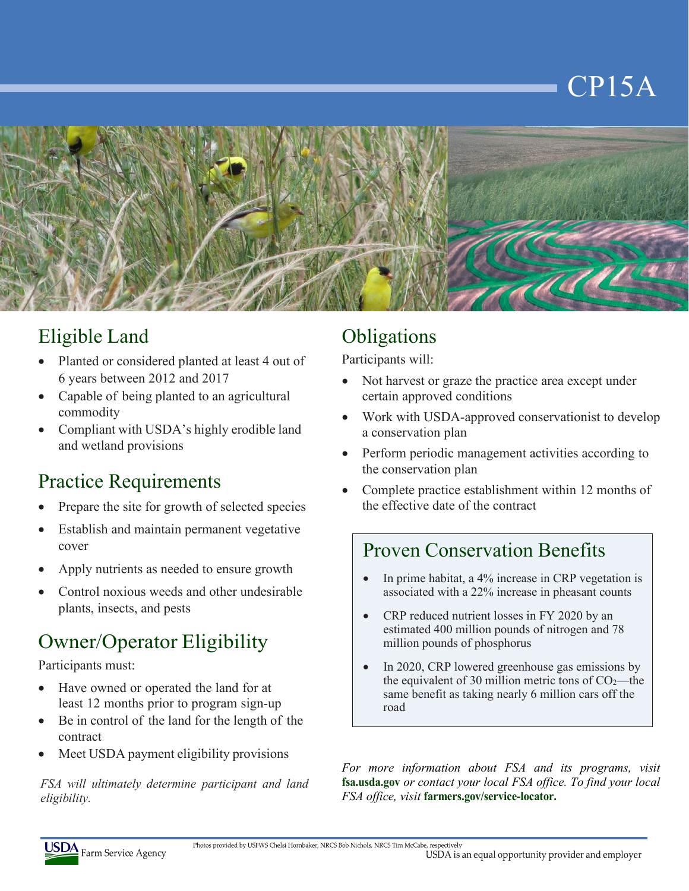# CP15A

## Eligible Land

- Planted or considered planted at least 4 out of 6 years between 2012 and 2017
- Capable of being planted to an agricultural commodity
- Compliant with USDA's highly erodible land and wetland provisions

## Practice Requirements

- Prepare the site for growth of selected species
- Establish and maintain permanent vegetative cover
- Apply nutrients as needed to ensure growth
- Control noxious weeds and other undesirable plants, insects, and pests

## Owner/Operator Eligibility

Participants must:

- Have owned or operated the land for at least 12 months prior to program sign-up
- Be in control of the land for the length of the contract
- Meet USDA payment eligibility provisions

*FSA will ultimately determine participant and land eligibility.*

## Obligations

Participants will:

- Not harvest or graze the practice area except under certain approved conditions
- Work with USDA-approved conservationist to develop a conservation plan
- Perform periodic management activities according to the conservation plan
- Complete practice establishment within 12 months of the effective date of the contract

## Proven Conservation Benefits

- In prime habitat, a 4% increase in CRP vegetation is associated with a 22% increase in pheasant counts
- CRP reduced nutrient losses in FY 2020 by an estimated 400 million pounds of nitrogen and 78 million pounds of phosphorus
- In 2020, CRP lowered greenhouse gas emissions by the equivalent of 30 million metric tons of $CO_2$—the same benefit as taking nearly 6 million cars off the road

*For more information about FSA and its programs, visit* **fsa.usda.gov** *or contact your local FSA office. To find your local FSA office, visit* **farmers.gov/service-locator.**

USDA Farm Service Agency

Photos provided by USFWS Chelsi Hornbaker, NRCS Bob Nichols, NRCS Tim McCabe, respectively

USDA is an equal opportunity provider and employer